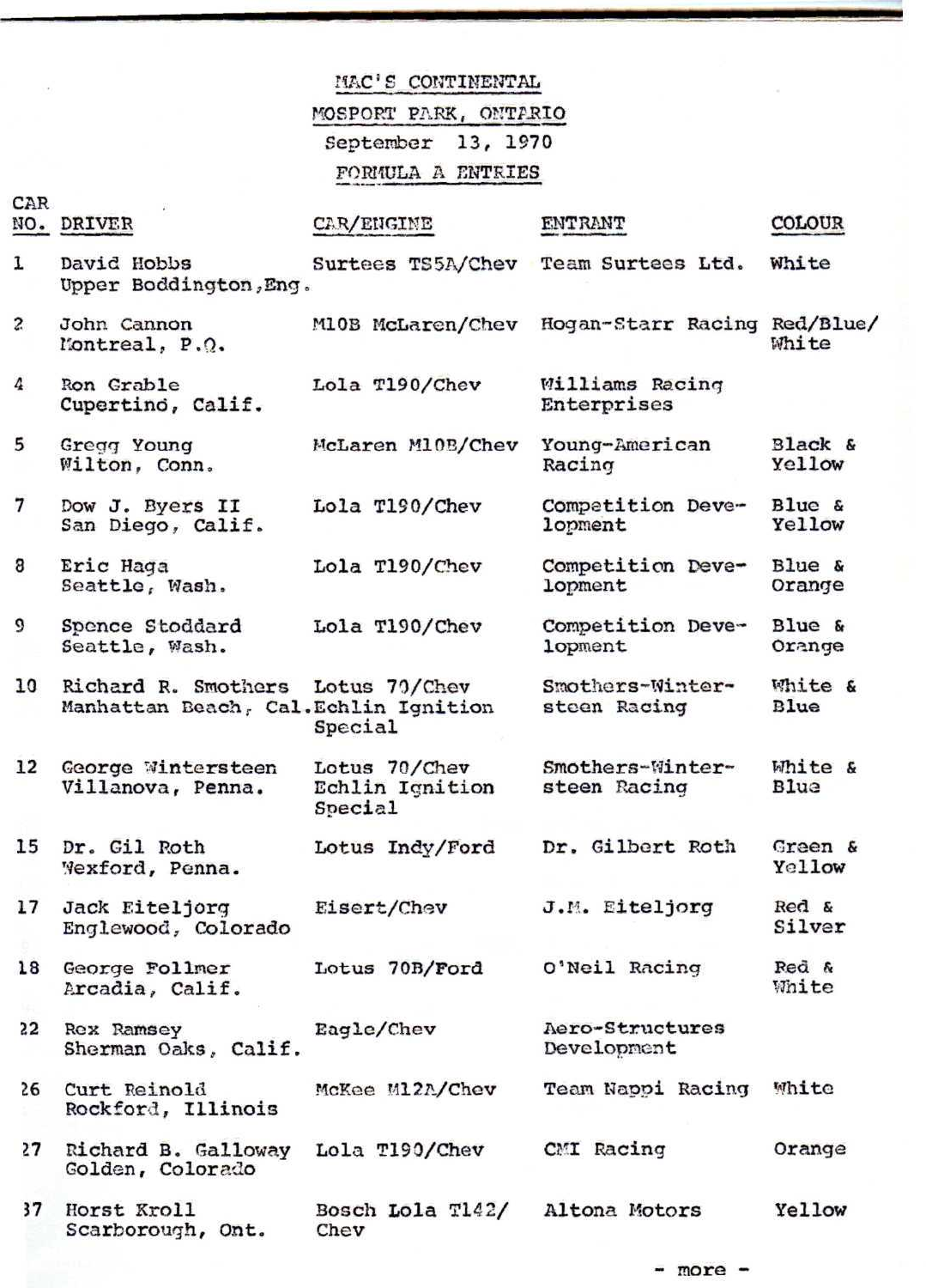MAC'S CONTINENTAL

MOSPORT PARK, ONTARIO

September 13, 1970

FORMULA A ENTRIES

| CAR NO. | DRIVER | CAR/ENGINE | ENTRANT | COLOUR |
|---|---|---|---|---|
| 1 | David Hobbs<br>Upper Boddington, Eng. | Surtees TS5A/Chev | Team Surtees Ltd. | White |
| 2 | John Cannon<br>Montreal, P.Q. | M10B McLaren/Chev | Hogan-Starr Racing | Red/Blue/<br>White |
| 4 | Ron Grable<br>Cupertino, Calif. | Lola T190/Chev | Williams Racing Enterprises | |
| 5 | Gregg Young<br>Wilton, Conn. | McLaren M10B/Chev | Young-American Racing | Black & Yellow |
| 7 | Dow J. Byers II<br>San Diego, Calif. | Lola T190/Chev | Competition Development | Blue & Yellow |
| 8 | Eric Haga<br>Seattle, Wash. | Lola T190/Chev | Competition Development | Blue & Orange |
| 9 | Spence Stoddard<br>Seattle, Wash. | Lola T190/Chev | Competition Development | Blue & Orange |
| 10 | Richard R. Smothers<br>Manhattan Beach, Cal. | Lotus 70/Chev<br>Echlin Ignition Special | Smothers-Wintersteen Racing | White & Blue |
| 12 | George Wintersteen<br>Villanova, Penna. | Lotus 70/Chev<br>Echlin Ignition Special | Smothers-Wintersteen Racing | White & Blue |
| 15 | Dr. Gil Roth<br>Wexford, Penna. | Lotus Indy/Ford | Dr. Gilbert Roth | Green & Yellow |
| 17 | Jack Eiteljorg<br>Englewood, Colorado | Eisert/Chev | J.M. Eiteljorg | Red & Silver |
| 18 | George Follmer<br>Arcadia, Calif. | Lotus 70B/Ford | O'Neil Racing | Red & White |
| 22 | Rex Ramsey<br>Sherman Oaks, Calif. | Eagle/Chev | Aero-Structures Development | |
| 26 | Curt Reinold<br>Rockford, Illinois | McKee M12A/Chev | Team Nappi Racing | White |
| 27 | Richard B. Galloway<br>Golden, Colorado | Lola T190/Chev | CMI Racing | Orange |
| 37 | Horst Kroll<br>Scarborough, Ont. | Bosch Lola T142/<br>Chev | Altona Motors | Yellow |

- more -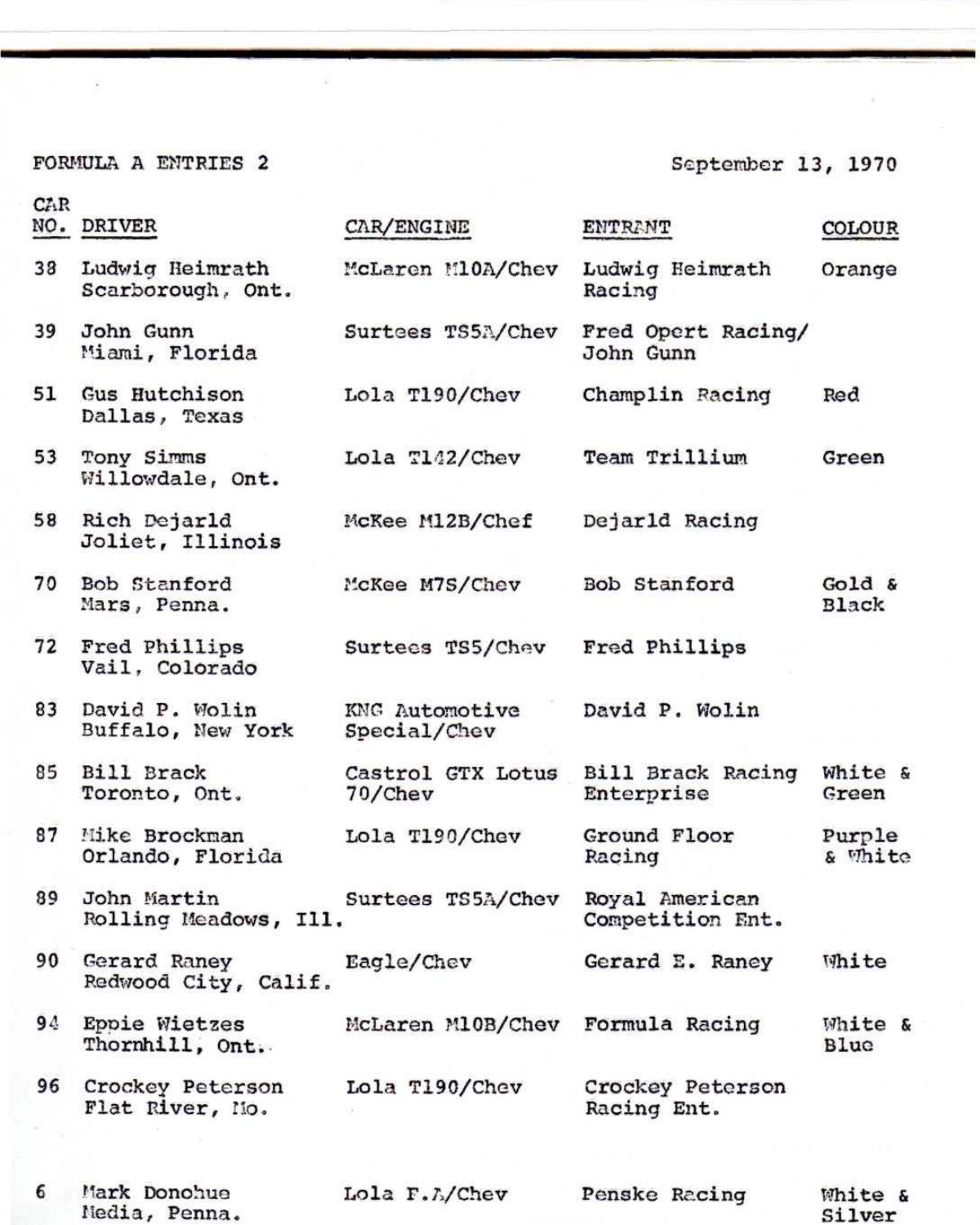FORMULA A ENTRIES 2 September 13, 1970

| CAR NO. | DRIVER | CAR/ENGINE | ENTRANT | COLOUR |
|---|---|---|---|---|
| 38 | Ludwig Heimrath<br>Scarborough, Ont. | McLaren M10A/Chev | Ludwig Heimrath Racing | Orange |
| 39 | John Gunn<br>Miami, Florida | Surtees TS5A/Chev | Fred Opert Racing/ John Gunn | |
| 51 | Gus Hutchison<br>Dallas, Texas | Lola T190/Chev | Champlin Racing | Red |
| 53 | Tony Simms<br>Willowdale, Ont. | Lola T142/Chev | Team Trillium | Green |
| 58 | Rich Dejarld<br>Joliet, Illinois | McKee M12B/Chef | Dejarld Racing | |
| 70 | Bob Stanford<br>Mars, Penna. | McKee M7S/Chev | Bob Stanford | Gold & Black |
| 72 | Fred Phillips<br>Vail, Colorado | Surtees TS5/Chev | Fred Phillips | |
| 83 | David P. Wolin<br>Buffalo, New York | KNG Automotive Special/Chev | David P. Wolin | |
| 85 | Bill Brack<br>Toronto, Ont. | Castrol GTX Lotus 70/Chev | Bill Brack Racing Enterprise | White & Green |
| 87 | Mike Brockman<br>Orlando, Florida | Lola T190/Chev | Ground Floor Racing | Purple & White |
| 89 | John Martin<br>Rolling Meadows, Ill. | Surtees TS5A/Chev | Royal American Competition Ent. | |
| 90 | Gerard Raney<br>Redwood City, Calif. | Eagle/Chev | Gerard E. Raney | White |
| 94 | Eppie Wietzes<br>Thornhill, Ont. | McLaren M10B/Chev | Formula Racing | White & Blue |
| 96 | Crockey Peterson<br>Flat River, Mo. | Lola T190/Chev | Crockey Peterson Racing Ent. | |
| 6 | Mark Donohue<br>Media, Penna. | Lola F.A/Chev | Penske Racing | White & Silver |